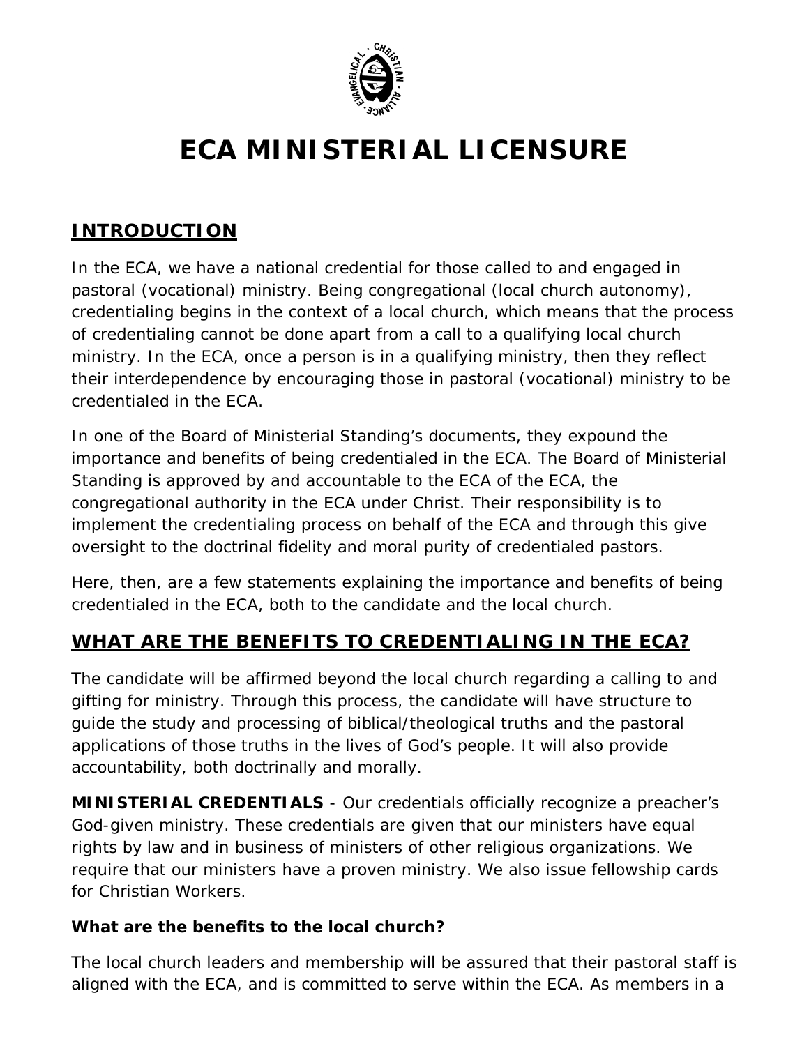# ECA MINISTERIAL LICENSURE

## INTRODUCTION

In the ECA, we have a national credential for those called to and engaged in pastoral (vocational) ministry. Being congregational (local church autonomy), credentialing begins in the context of a local church, which means that the process of credentialing cannot be done apart from a call to a qualifying local church ministry. In the ECA, once a person is in a qualifying ministry, then they reflect their interdependence by encouraging those in pastoral (vocational) ministry to be credentialed in the ECA.

In one of the Board of Ministerial Standing's documents, they expound the importance and benefits of being credentialed in the ECA. The Board of Ministerial Standing is approved by and accountable to the ECA of the ECA, the congregational authority in the ECA under Christ. Their responsibility is to implement the credentialing process on behalf of the ECA and through this give oversight to the doctrinal fidelity and moral purity of credentialed pastors.

Here, then, are a few statements explaining the importance and benefits of being credentialed in the ECA, both to the candidate and the local church.

## WHAT ARE THE BENEFITS TO CREDENTIALING IN THE ECA?

The candidate will be affirmed beyond the local church regarding a calling to and gifting for ministry. Through this process, the candidate will have structure to guide the study and processing of biblical/theological truths and the pastoral applications of those truths in the lives of God's people. It will also provide accountability, both doctrinally and morally.

**MINISTERIAL CREDENTIALS** - Our credentials officially recognize a preacher's God-given ministry. These credentials are given that our ministers have equal rights by law and in business of ministers of other religious organizations. We require that our ministers have a proven ministry. We also issue fellowship cards for Christian Workers.

### What are the benefits to the local church?

The local church leaders and membership will be assured that their pastoral staff is aligned with the ECA, and is committed to serve within the ECA. As members in a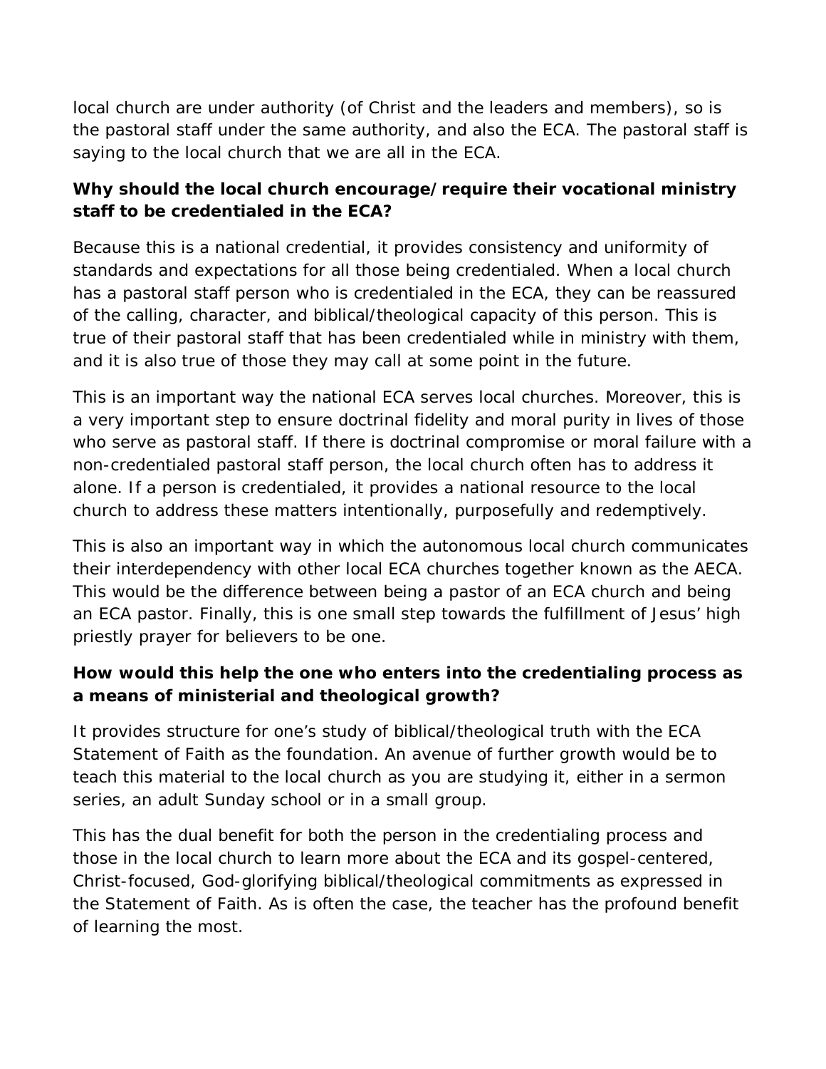local church are under authority (of Christ and the leaders and members), so is the pastoral staff under the same authority, and also the ECA. The pastoral staff is saying to the local church that we are all in the ECA.

**Why should the local church encourage/require their vocational ministry staff to be credentialed in the ECA?**

Because this is a national credential, it provides consistency and uniformity of standards and expectations for all those being credentialed. When a local church has a pastoral staff person who is credentialed in the ECA, they can be reassured of the calling, character, and biblical/theological capacity of this person. This is true of their pastoral staff that has been credentialed while in ministry with them, and it is also true of those they may call at some point in the future.

This is an important way the national ECA serves local churches. Moreover, this is a very important step to ensure doctrinal fidelity and moral purity in lives of those who serve as pastoral staff. If there is doctrinal compromise or moral failure with a non-credentialed pastoral staff person, the local church often has to address it alone. If a person is credentialed, it provides a national resource to the local church to address these matters intentionally, purposefully and redemptively.

This is also an important way in which the autonomous local church communicates their interdependency with other local ECA churches together known as the AECA. This would be the difference between being a pastor of an ECA church and being an ECA pastor. Finally, this is one small step towards the fulfillment of Jesus' high priestly prayer for believers to be one.

**How would this help the one who enters into the credentialing process as a means of ministerial and theological growth?**

It provides structure for one's study of biblical/theological truth with the ECA Statement of Faith as the foundation. An avenue of further growth would be to teach this material to the local church as you are studying it, either in a sermon series, an adult Sunday school or in a small group.

This has the dual benefit for both the person in the credentialing process and those in the local church to learn more about the ECA and its gospel-centered, Christ-focused, God-glorifying biblical/theological commitments as expressed in the Statement of Faith. As is often the case, the teacher has the profound benefit of learning the most.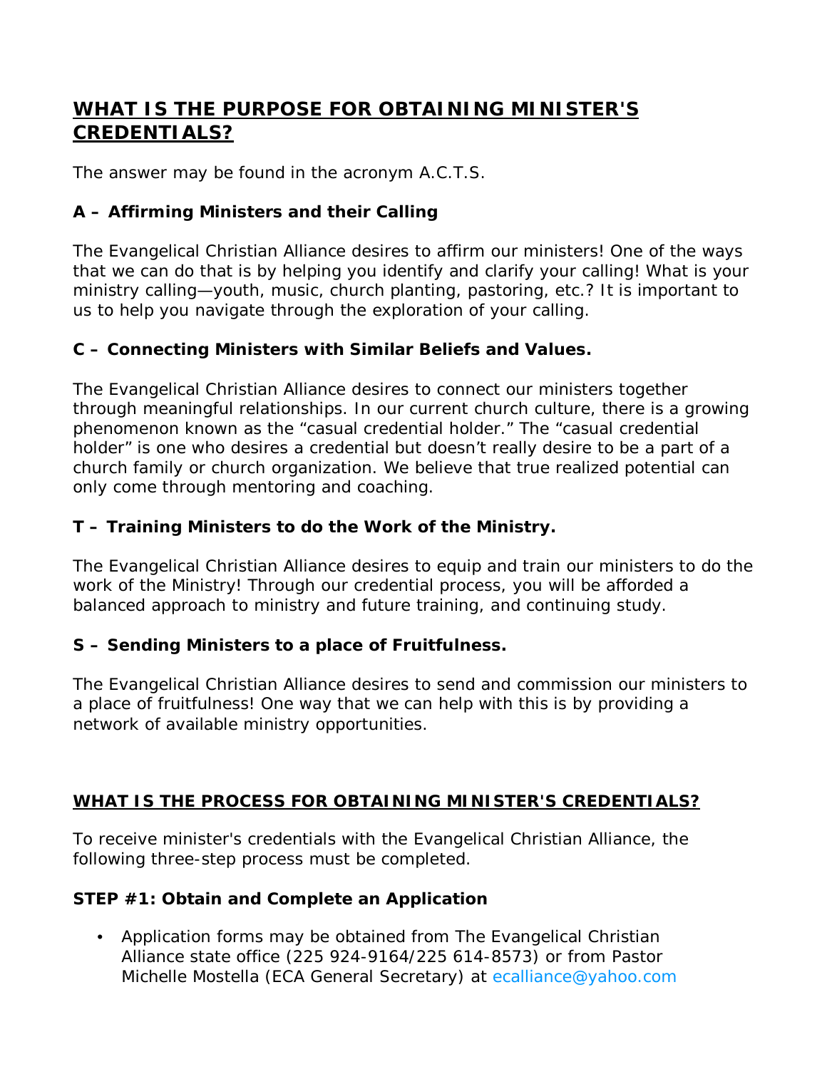## WHAT IS THE PURPOSE FOR OBTAINING MINISTER'S CREDENTIALS?

The answer may be found in the acronym A.C.T.S.

**A – Affirming Ministers and their Calling**

The Evangelical Christian Alliance desires to affirm our ministers! One of the ways that we can do that is by helping you identify and clarify your calling! What is your ministry calling—youth, music, church planting, pastoring, etc.? It is important to us to help you navigate through the exploration of your calling.

**C – Connecting Ministers with Similar Beliefs and Values.**

The Evangelical Christian Alliance desires to connect our ministers together through meaningful relationships. In our current church culture, there is a growing phenomenon known as the "casual credential holder." The "casual credential holder" is one who desires a credential but doesn't really desire to be a part of a church family or church organization. We believe that true realized potential can only come through mentoring and coaching.

**T – Training Ministers to do the Work of the Ministry.**

The Evangelical Christian Alliance desires to equip and train our ministers to do the work of the Ministry! Through our credential process, you will be afforded a balanced approach to ministry and future training, and continuing study.

**S – Sending Ministers to a place of Fruitfulness.**

The Evangelical Christian Alliance desires to send and commission our ministers to a place of fruitfulness! One way that we can help with this is by providing a network of available ministry opportunities.

## WHAT IS THE PROCESS FOR OBTAINING MINISTER'S CREDENTIALS?

To receive minister's credentials with the Evangelical Christian Alliance, the following three-step process must be completed.

**STEP #1: Obtain and Complete an Application**

- Application forms may be obtained from The Evangelical Christian Alliance state office (225 924-9164/225 614-8573) or from Pastor Michelle Mostella (ECA General Secretary) at ecalliance@yahoo.com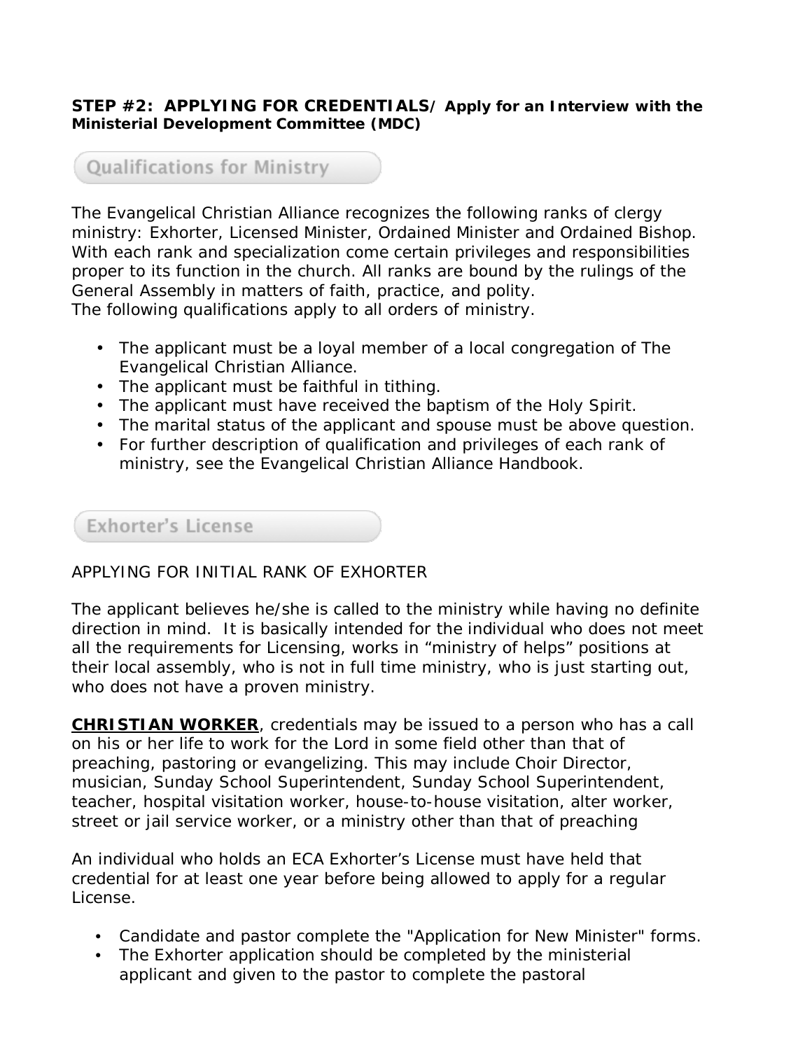**STEP #2: APPLYING FOR CREDENTIALS/ Apply for an Interview with the Ministerial Development Committee (MDC)**

## Qualifications for Ministry

The Evangelical Christian Alliance recognizes the following ranks of clergy ministry: Exhorter, Licensed Minister, Ordained Minister and Ordained Bishop. With each rank and specialization come certain privileges and responsibilities proper to its function in the church. All ranks are bound by the rulings of the General Assembly in matters of faith, practice, and polity.
The following qualifications apply to all orders of ministry.

- The applicant must be a loyal member of a local congregation of The Evangelical Christian Alliance.
- The applicant must be faithful in tithing.
- The applicant must have received the baptism of the Holy Spirit.
- The marital status of the applicant and spouse must be above question.
- For further description of qualification and privileges of each rank of ministry, see the Evangelical Christian Alliance Handbook.

## Exhorter's License

APPLYING FOR INITIAL RANK OF EXHORTER

The applicant believes he/she is called to the ministry while having no definite direction in mind. It is basically intended for the individual who does not meet all the requirements for Licensing, works in "ministry of helps" positions at their local assembly, who is not in full time ministry, who is just starting out, who does not have a proven ministry.

**CHRISTIAN WORKER**, credentials may be issued to a person who has a call on his or her life to work for the Lord in some field other than that of preaching, pastoring or evangelizing. This may include Choir Director, musician, Sunday School Superintendent, Sunday School Superintendent, teacher, hospital visitation worker, house-to-house visitation, alter worker, street or jail service worker, or a ministry other than that of preaching

An individual who holds an ECA Exhorter's License must have held that credential for at least one year before being allowed to apply for a regular License.

- Candidate and pastor complete the "Application for New Minister" forms.
- The Exhorter application should be completed by the ministerial applicant and given to the pastor to complete the pastoral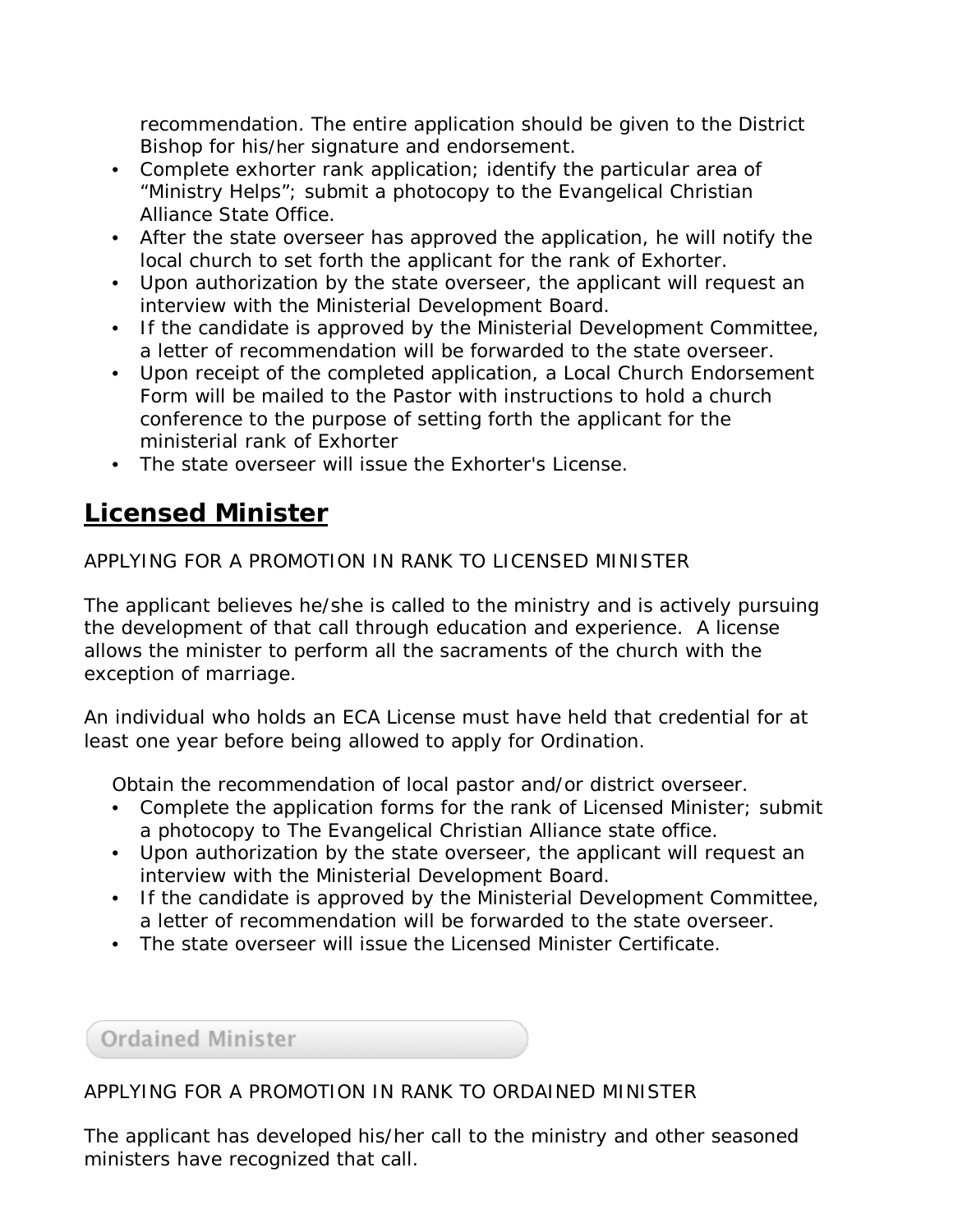recommendation. The entire application should be given to the District Bishop for his/her signature and endorsement.

- Complete exhorter rank application; identify the particular area of "Ministry Helps"; submit a photocopy to the Evangelical Christian Alliance State Office.
- After the state overseer has approved the application, he will notify the local church to set forth the applicant for the rank of Exhorter.
- Upon authorization by the state overseer, the applicant will request an interview with the Ministerial Development Board.
- If the candidate is approved by the Ministerial Development Committee, a letter of recommendation will be forwarded to the state overseer.
- Upon receipt of the completed application, a Local Church Endorsement Form will be mailed to the Pastor with instructions to hold a church conference to the purpose of setting forth the applicant for the ministerial rank of Exhorter
- The state overseer will issue the Exhorter's License.

## Licensed Minister

APPLYING FOR A PROMOTION IN RANK TO LICENSED MINISTER

The applicant believes he/she is called to the ministry and is actively pursuing the development of that call through education and experience. A license allows the minister to perform all the sacraments of the church with the exception of marriage.

An individual who holds an ECA License must have held that credential for at least one year before being allowed to apply for Ordination.

Obtain the recommendation of local pastor and/or district overseer.

- Complete the application forms for the rank of Licensed Minister; submit a photocopy to The Evangelical Christian Alliance state office.
- Upon authorization by the state overseer, the applicant will request an interview with the Ministerial Development Board.
- If the candidate is approved by the Ministerial Development Committee, a letter of recommendation will be forwarded to the state overseer.
- The state overseer will issue the Licensed Minister Certificate.

## Ordained Minister

APPLYING FOR A PROMOTION IN RANK TO ORDAINED MINISTER

The applicant has developed his/her call to the ministry and other seasoned ministers have recognized that call.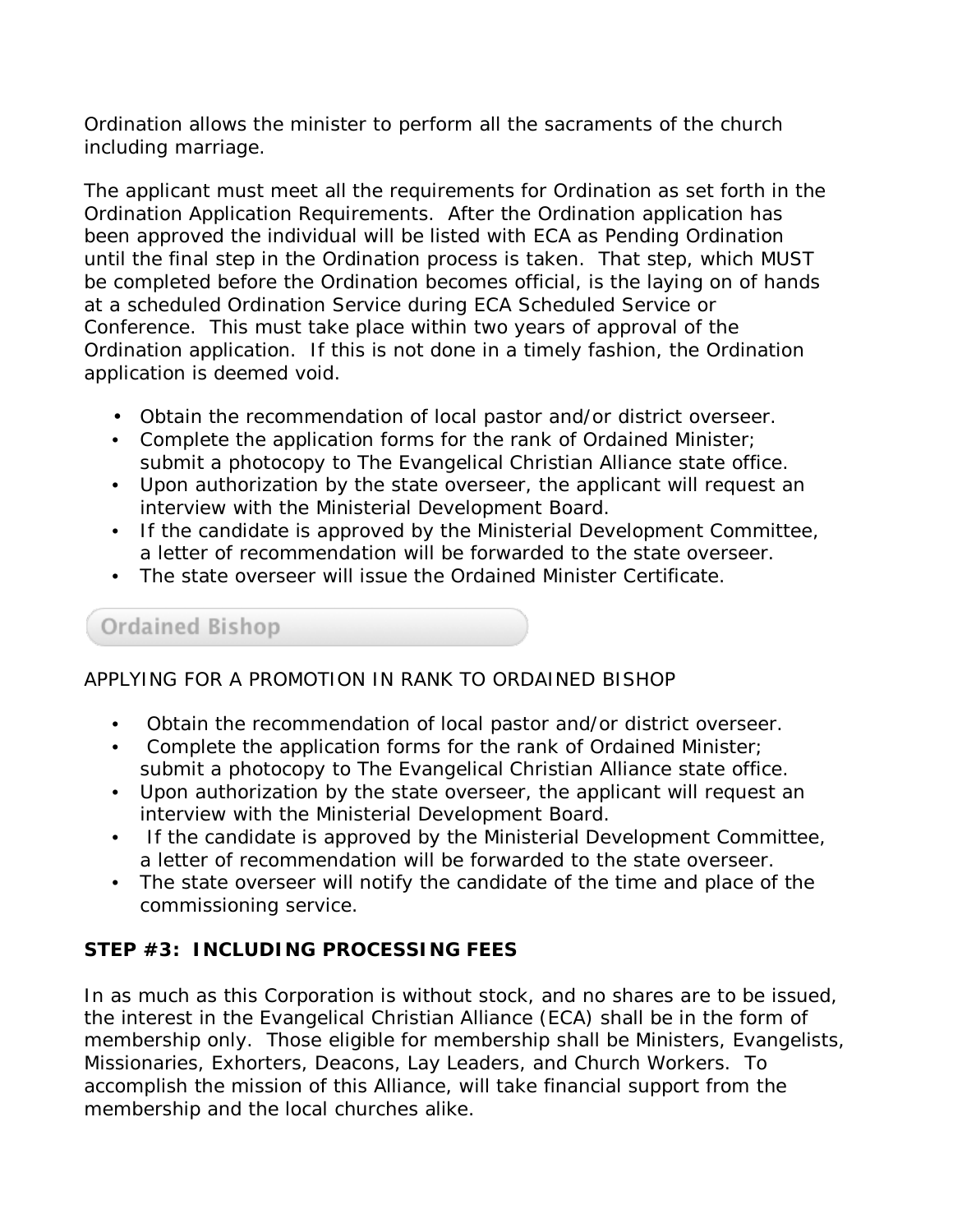Ordination allows the minister to perform all the sacraments of the church including marriage.

The applicant must meet all the requirements for Ordination as set forth in the Ordination Application Requirements. After the Ordination application has been approved the individual will be listed with ECA as Pending Ordination until the final step in the Ordination process is taken. That step, which MUST be completed before the Ordination becomes official, is the laying on of hands at a scheduled Ordination Service during ECA Scheduled Service or Conference. This must take place within two years of approval of the Ordination application. If this is not done in a timely fashion, the Ordination application is deemed void.

- Obtain the recommendation of local pastor and/or district overseer.
- Complete the application forms for the rank of Ordained Minister; submit a photocopy to The Evangelical Christian Alliance state office.
- Upon authorization by the state overseer, the applicant will request an interview with the Ministerial Development Board.
- If the candidate is approved by the Ministerial Development Committee, a letter of recommendation will be forwarded to the state overseer.
- The state overseer will issue the Ordained Minister Certificate.

## Ordained Bishop

APPLYING FOR A PROMOTION IN RANK TO ORDAINED BISHOP

- Obtain the recommendation of local pastor and/or district overseer.
- Complete the application forms for the rank of Ordained Minister; submit a photocopy to The Evangelical Christian Alliance state office.
- Upon authorization by the state overseer, the applicant will request an interview with the Ministerial Development Board.
- If the candidate is approved by the Ministerial Development Committee, a letter of recommendation will be forwarded to the state overseer.
- The state overseer will notify the candidate of the time and place of the commissioning service.

**STEP #3: INCLUDING PROCESSING FEES**

In as much as this Corporation is without stock, and no shares are to be issued, the interest in the Evangelical Christian Alliance (ECA) shall be in the form of membership only. Those eligible for membership shall be Ministers, Evangelists, Missionaries, Exhorters, Deacons, Lay Leaders, and Church Workers. To accomplish the mission of this Alliance, will take financial support from the membership and the local churches alike.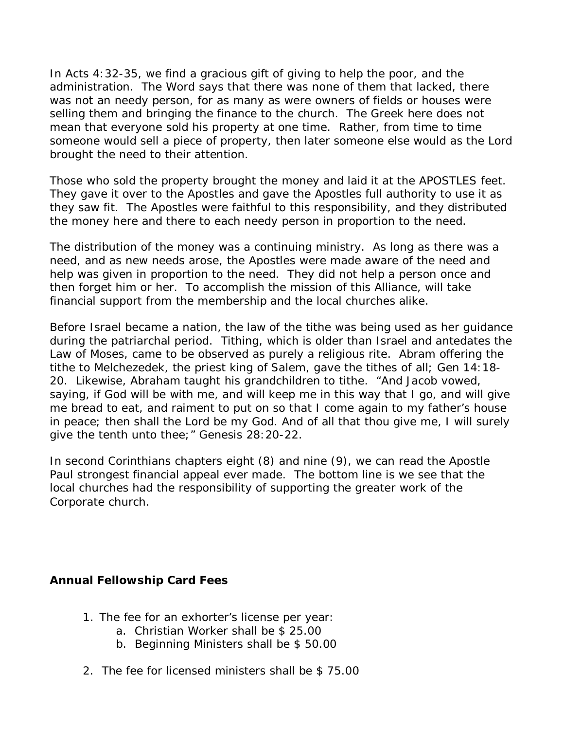In Acts 4:32-35, we find a gracious gift of giving to help the poor, and the administration. The Word says that there was none of them that lacked, there was not an needy person, for as many as were owners of fields or houses were selling them and bringing the finance to the church. The Greek here does not mean that everyone sold his property at one time. Rather, from time to time someone would sell a piece of property, then later someone else would as the Lord brought the need to their attention.

Those who sold the property brought the money and laid it at the APOSTLES feet. They gave it over to the Apostles and gave the Apostles full authority to use it as they saw fit. The Apostles were faithful to this responsibility, and they distributed the money here and there to each needy person in proportion to the need.

The distribution of the money was a continuing ministry. As long as there was a need, and as new needs arose, the Apostles were made aware of the need and help was given in proportion to the need. They did not help a person once and then forget him or her. To accomplish the mission of this Alliance, will take financial support from the membership and the local churches alike.

Before Israel became a nation, the law of the tithe was being used as her guidance during the patriarchal period. Tithing, which is older than Israel and antedates the Law of Moses, came to be observed as purely a religious rite. Abram offering the tithe to Melchezedek, the priest king of Salem, gave the tithes of all; Gen 14:18-20. Likewise, Abraham taught his grandchildren to tithe. "And Jacob vowed, saying, if God will be with me, and will keep me in this way that I go, and will give me bread to eat, and raiment to put on so that I come again to my father's house in peace; then shall the Lord be my God. And of all that thou give me, I will surely give the tenth unto thee;" Genesis 28:20-22.

In second Corinthians chapters eight (8) and nine (9), we can read the Apostle Paul strongest financial appeal ever made. The bottom line is we see that the local churches had the responsibility of supporting the greater work of the Corporate church.

**Annual Fellowship Card Fees**

1. The fee for an exhorter's license per year:
   a. Christian Worker shall be $ 25.00
   b. Beginning Ministers shall be $ 50.00

2. The fee for licensed ministers shall be $ 75.00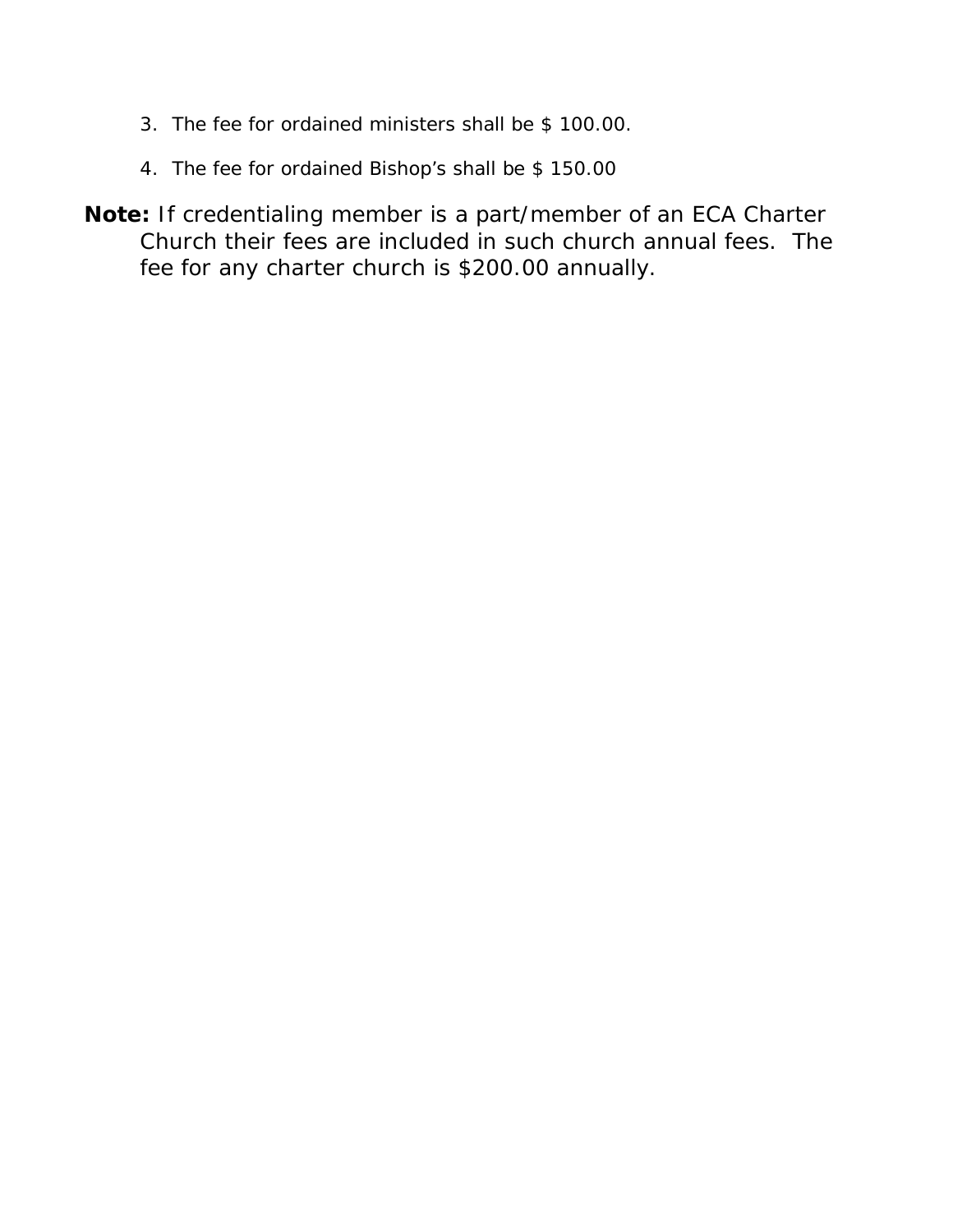3. The fee for ordained ministers shall be $ 100.00.

4. The fee for ordained Bishop's shall be $ 150.00

**Note:** If credentialing member is a part/member of an ECA Charter Church their fees are included in such church annual fees. The fee for any charter church is $200.00 annually.